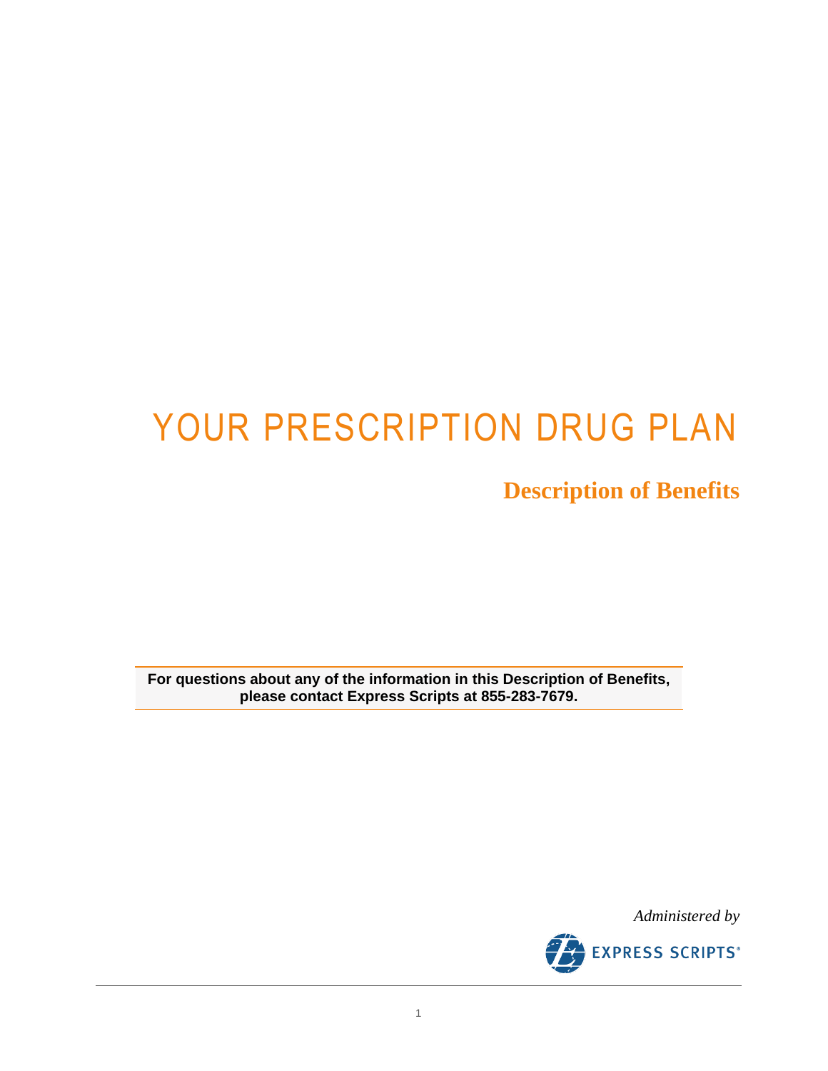# YOUR PRESCRIPTION DRUG PLAN

## Description of Benefits

**For questions about any of the information in this Description of Benefits, please contact Express Scripts at 855-283-7679.**

*Administered by*

EXPRESS SCRIPTS®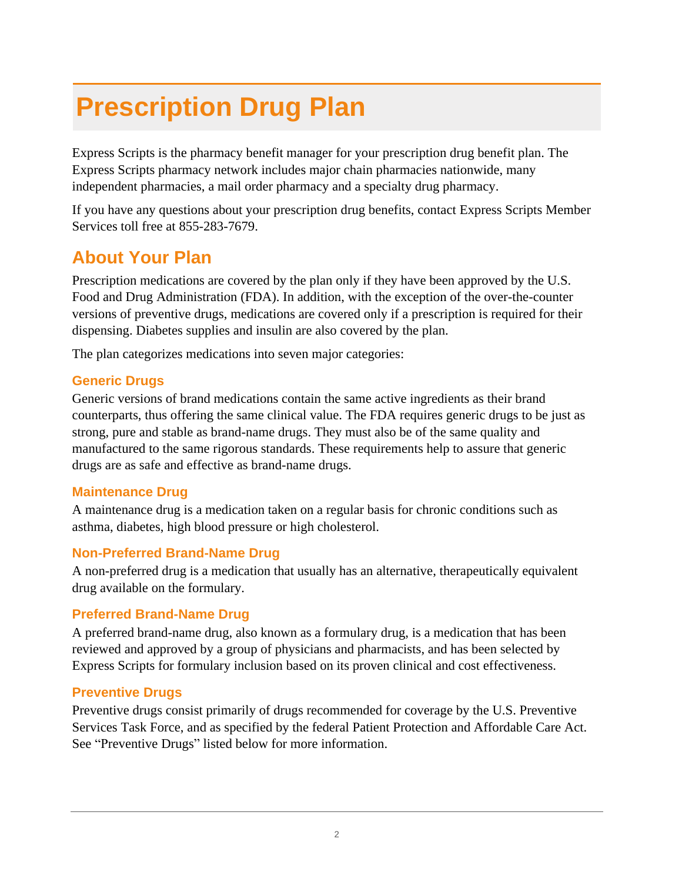# Prescription Drug Plan

Express Scripts is the pharmacy benefit manager for your prescription drug benefit plan. The Express Scripts pharmacy network includes major chain pharmacies nationwide, many independent pharmacies, a mail order pharmacy and a specialty drug pharmacy.

If you have any questions about your prescription drug benefits, contact Express Scripts Member Services toll free at 855-283-7679.

## About Your Plan

Prescription medications are covered by the plan only if they have been approved by the U.S. Food and Drug Administration (FDA). In addition, with the exception of the over-the-counter versions of preventive drugs, medications are covered only if a prescription is required for their dispensing. Diabetes supplies and insulin are also covered by the plan.

The plan categorizes medications into seven major categories:

### Generic Drugs

Generic versions of brand medications contain the same active ingredients as their brand counterparts, thus offering the same clinical value. The FDA requires generic drugs to be just as strong, pure and stable as brand-name drugs. They must also be of the same quality and manufactured to the same rigorous standards. These requirements help to assure that generic drugs are as safe and effective as brand-name drugs.

### Maintenance Drug

A maintenance drug is a medication taken on a regular basis for chronic conditions such as asthma, diabetes, high blood pressure or high cholesterol.

### Non-Preferred Brand-Name Drug

A non-preferred drug is a medication that usually has an alternative, therapeutically equivalent drug available on the formulary.

### Preferred Brand-Name Drug

A preferred brand-name drug, also known as a formulary drug, is a medication that has been reviewed and approved by a group of physicians and pharmacists, and has been selected by Express Scripts for formulary inclusion based on its proven clinical and cost effectiveness.

### Preventive Drugs

Preventive drugs consist primarily of drugs recommended for coverage by the U.S. Preventive Services Task Force, and as specified by the federal Patient Protection and Affordable Care Act. See "Preventive Drugs" listed below for more information.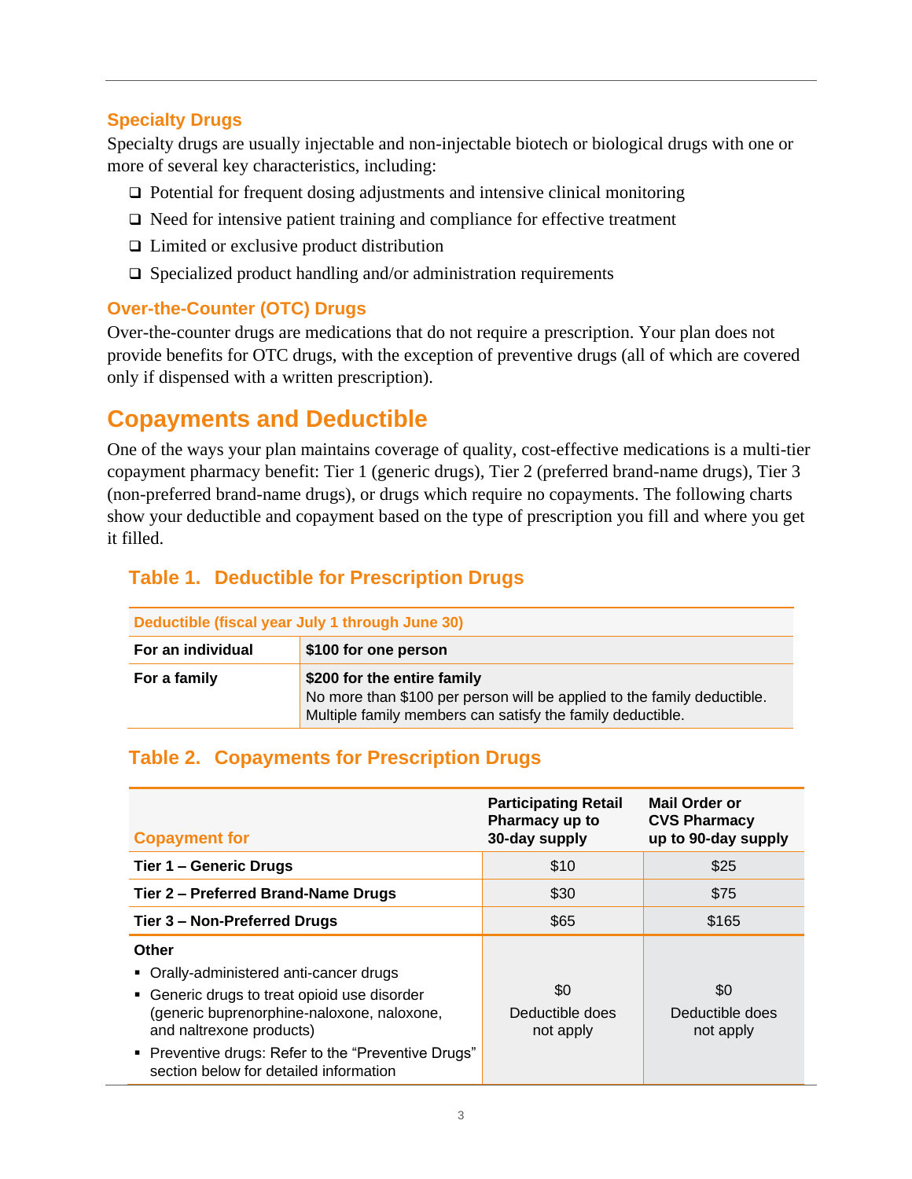### Specialty Drugs

Specialty drugs are usually injectable and non-injectable biotech or biological drugs with one or more of several key characteristics, including:

- Potential for frequent dosing adjustments and intensive clinical monitoring
- Need for intensive patient training and compliance for effective treatment
- Limited or exclusive product distribution
- Specialized product handling and/or administration requirements

### Over-the-Counter (OTC) Drugs

Over-the-counter drugs are medications that do not require a prescription. Your plan does not provide benefits for OTC drugs, with the exception of preventive drugs (all of which are covered only if dispensed with a written prescription).

## Copayments and Deductible

One of the ways your plan maintains coverage of quality, cost-effective medications is a multi-tier copayment pharmacy benefit: Tier 1 (generic drugs), Tier 2 (preferred brand-name drugs), Tier 3 (non-preferred brand-name drugs), or drugs which require no copayments. The following charts show your deductible and copayment based on the type of prescription you fill and where you get it filled.

### Table 1. Deductible for Prescription Drugs

| Deductible (fiscal year July 1 through June 30) | |
|---|---|
| **For an individual** | **$100 for one person** |
| **For a family** | **$200 for the entire family**<br>No more than $100 per person will be applied to the family deductible.<br>Multiple family members can satisfy the family deductible. |

### Table 2. Copayments for Prescription Drugs

| Copayment for | Participating Retail Pharmacy up to 30-day supply | Mail Order or CVS Pharmacy up to 90-day supply |
|---|---|---|
| **Tier 1 – Generic Drugs** | $10 | $25 |
| **Tier 2 – Preferred Brand-Name Drugs** | $30 | $75 |
| **Tier 3 – Non-Preferred Drugs** | $65 | $165 |
| **Other**<br>▪ Orally-administered anti-cancer drugs<br>▪ Generic drugs to treat opioid use disorder (generic buprenorphine-naloxone, naloxone, and naltrexone products)<br>▪ Preventive drugs: Refer to the "Preventive Drugs" section below for detailed information | $0<br>Deductible does not apply | $0<br>Deductible does not apply |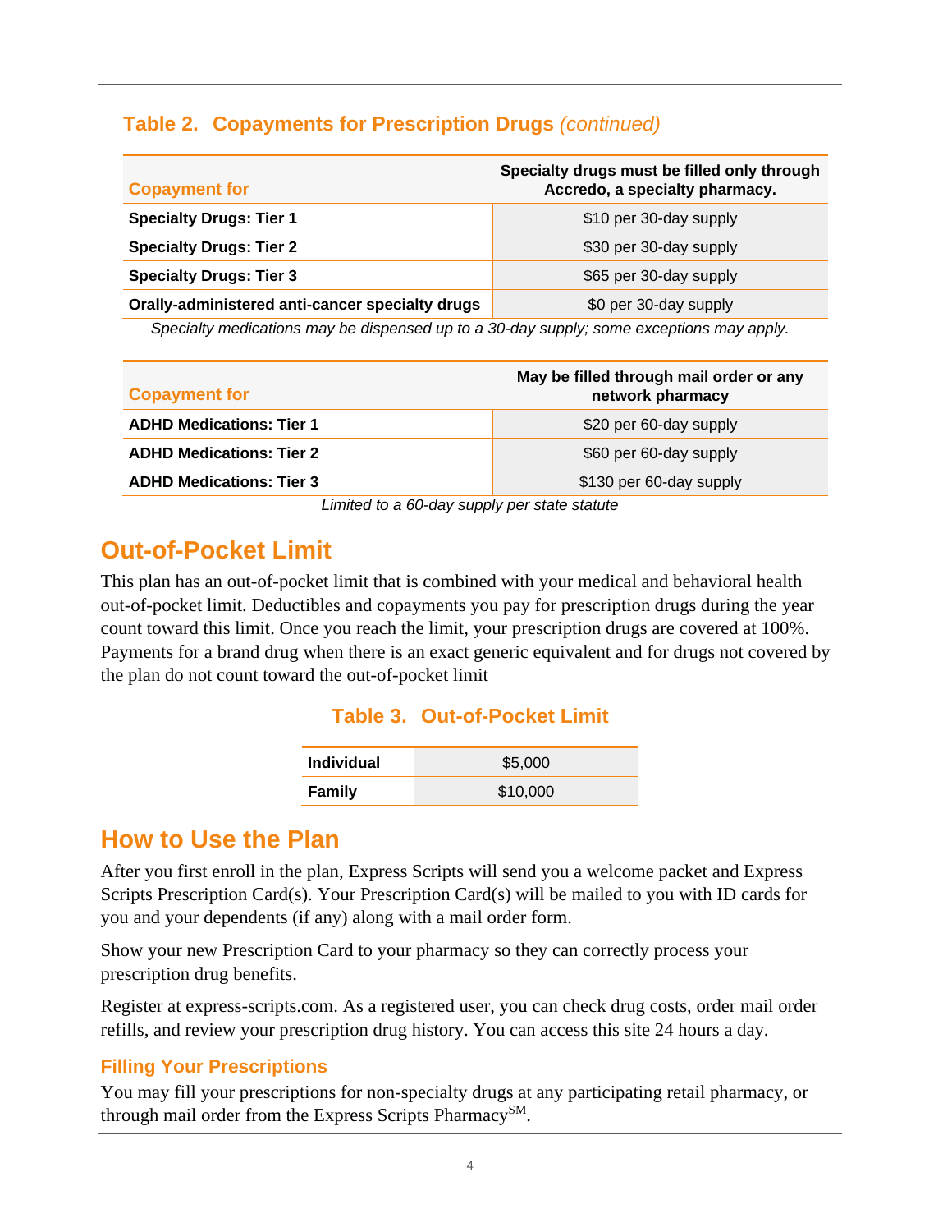### Table 2. Copayments for Prescription Drugs *(continued)*

| Copayment for | Specialty drugs must be filled only through Accredo, a specialty pharmacy. |
|---|---|
| **Specialty Drugs: Tier 1** | $10 per 30-day supply |
| **Specialty Drugs: Tier 2** | $30 per 30-day supply |
| **Specialty Drugs: Tier 3** | $65 per 30-day supply |
| **Orally-administered anti-cancer specialty drugs** | $0 per 30-day supply |

*Specialty medications may be dispensed up to a 30-day supply; some exceptions may apply.*

| Copayment for | May be filled through mail order or any network pharmacy |
|---|---|
| **ADHD Medications: Tier 1** | $20 per 60-day supply |
| **ADHD Medications: Tier 2** | $60 per 60-day supply |
| **ADHD Medications: Tier 3** | $130 per 60-day supply |

*Limited to a 60-day supply per state statute*

## Out-of-Pocket Limit

This plan has an out-of-pocket limit that is combined with your medical and behavioral health out-of-pocket limit. Deductibles and copayments you pay for prescription drugs during the year count toward this limit. Once you reach the limit, your prescription drugs are covered at 100%. Payments for a brand drug when there is an exact generic equivalent and for drugs not covered by the plan do not count toward the out-of-pocket limit

### Table 3. Out-of-Pocket Limit

| | |
|---|---|
| **Individual** | $5,000 |
| **Family** | $10,000 |

## How to Use the Plan

After you first enroll in the plan, Express Scripts will send you a welcome packet and Express Scripts Prescription Card(s). Your Prescription Card(s) will be mailed to you with ID cards for you and your dependents (if any) along with a mail order form.

Show your new Prescription Card to your pharmacy so they can correctly process your prescription drug benefits.

Register at express-scripts.com. As a registered user, you can check drug costs, order mail order refills, and review your prescription drug history. You can access this site 24 hours a day.

### Filling Your Prescriptions

You may fill your prescriptions for non-specialty drugs at any participating retail pharmacy, or through mail order from the Express Scripts Pharmacy℠.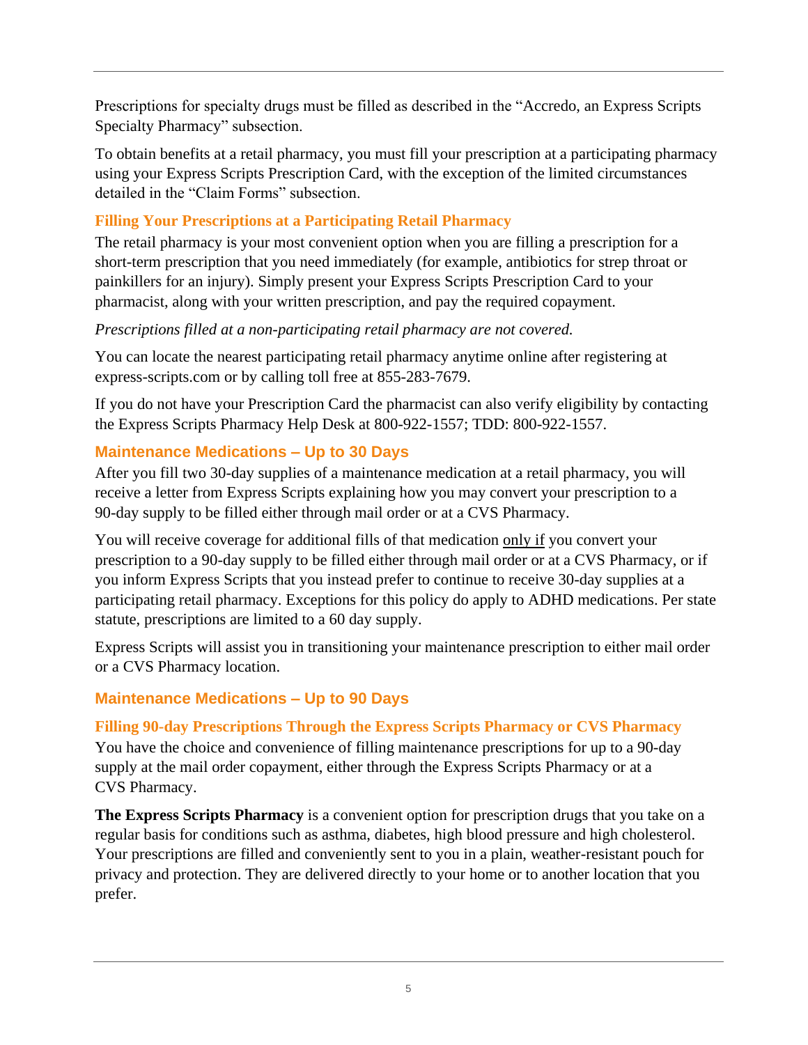Prescriptions for specialty drugs must be filled as described in the "Accredo, an Express Scripts Specialty Pharmacy" subsection.

To obtain benefits at a retail pharmacy, you must fill your prescription at a participating pharmacy using your Express Scripts Prescription Card, with the exception of the limited circumstances detailed in the "Claim Forms" subsection.

### Filling Your Prescriptions at a Participating Retail Pharmacy

The retail pharmacy is your most convenient option when you are filling a prescription for a short-term prescription that you need immediately (for example, antibiotics for strep throat or painkillers for an injury). Simply present your Express Scripts Prescription Card to your pharmacist, along with your written prescription, and pay the required copayment.

*Prescriptions filled at a non-participating retail pharmacy are not covered.*

You can locate the nearest participating retail pharmacy anytime online after registering at express-scripts.com or by calling toll free at 855-283-7679.

If you do not have your Prescription Card the pharmacist can also verify eligibility by contacting the Express Scripts Pharmacy Help Desk at 800-922-1557; TDD: 800-922-1557.

### Maintenance Medications – Up to 30 Days

After you fill two 30-day supplies of a maintenance medication at a retail pharmacy, you will receive a letter from Express Scripts explaining how you may convert your prescription to a 90-day supply to be filled either through mail order or at a CVS Pharmacy.

You will receive coverage for additional fills of that medication <u>only if</u> you convert your prescription to a 90-day supply to be filled either through mail order or at a CVS Pharmacy, or if you inform Express Scripts that you instead prefer to continue to receive 30-day supplies at a participating retail pharmacy. Exceptions for this policy do apply to ADHD medications. Per state statute, prescriptions are limited to a 60 day supply.

Express Scripts will assist you in transitioning your maintenance prescription to either mail order or a CVS Pharmacy location.

### Maintenance Medications – Up to 90 Days

### Filling 90-day Prescriptions Through the Express Scripts Pharmacy or CVS Pharmacy

You have the choice and convenience of filling maintenance prescriptions for up to a 90-day supply at the mail order copayment, either through the Express Scripts Pharmacy or at a CVS Pharmacy.

**The Express Scripts Pharmacy** is a convenient option for prescription drugs that you take on a regular basis for conditions such as asthma, diabetes, high blood pressure and high cholesterol. Your prescriptions are filled and conveniently sent to you in a plain, weather-resistant pouch for privacy and protection. They are delivered directly to your home or to another location that you prefer.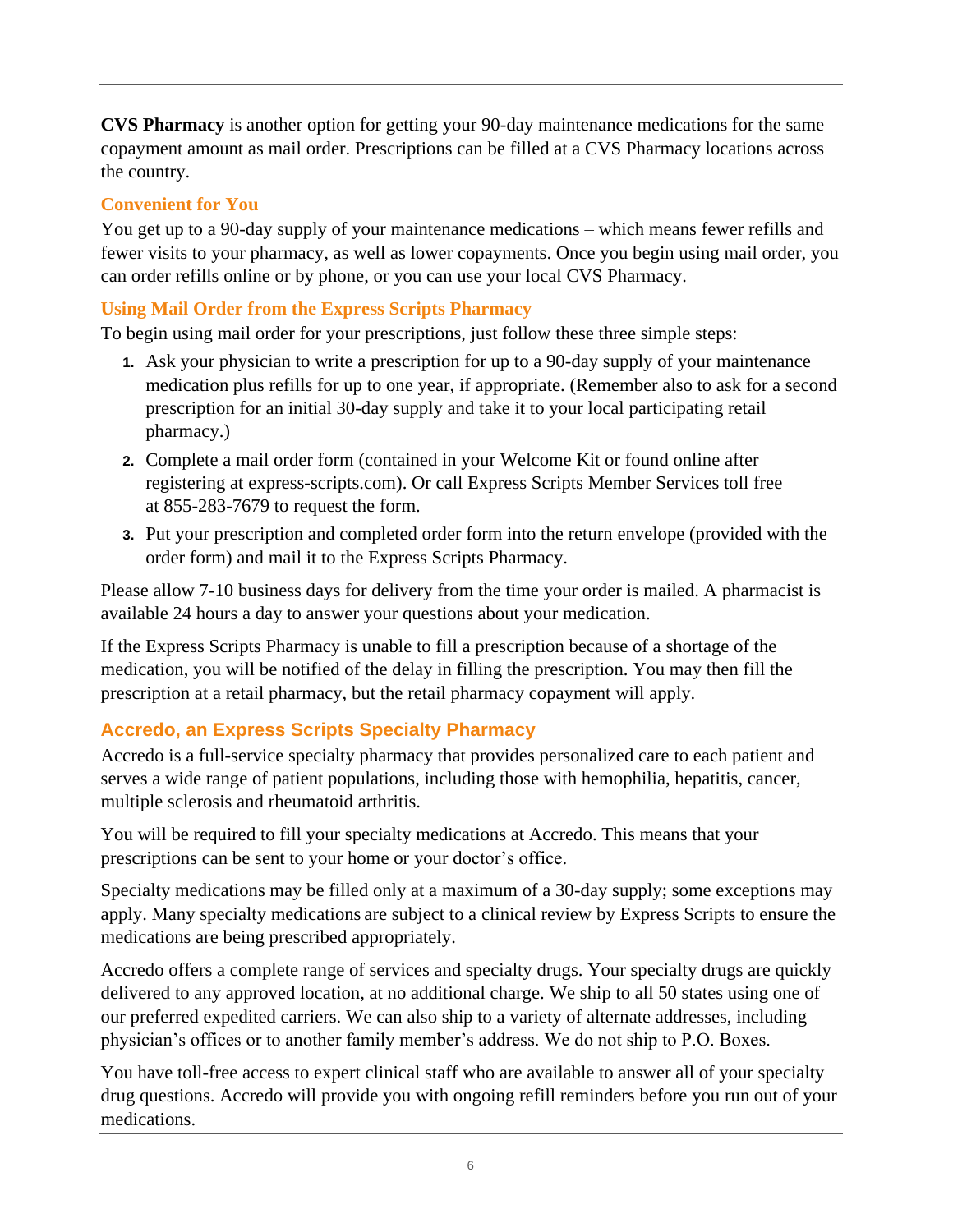**CVS Pharmacy** is another option for getting your 90-day maintenance medications for the same copayment amount as mail order. Prescriptions can be filled at a CVS Pharmacy locations across the country.

### Convenient for You

You get up to a 90-day supply of your maintenance medications – which means fewer refills and fewer visits to your pharmacy, as well as lower copayments. Once you begin using mail order, you can order refills online or by phone, or you can use your local CVS Pharmacy.

### Using Mail Order from the Express Scripts Pharmacy

To begin using mail order for your prescriptions, just follow these three simple steps:

1. Ask your physician to write a prescription for up to a 90-day supply of your maintenance medication plus refills for up to one year, if appropriate. (Remember also to ask for a second prescription for an initial 30-day supply and take it to your local participating retail pharmacy.)
2. Complete a mail order form (contained in your Welcome Kit or found online after registering at express-scripts.com). Or call Express Scripts Member Services toll free at 855-283-7679 to request the form.
3. Put your prescription and completed order form into the return envelope (provided with the order form) and mail it to the Express Scripts Pharmacy.

Please allow 7-10 business days for delivery from the time your order is mailed. A pharmacist is available 24 hours a day to answer your questions about your medication.

If the Express Scripts Pharmacy is unable to fill a prescription because of a shortage of the medication, you will be notified of the delay in filling the prescription. You may then fill the prescription at a retail pharmacy, but the retail pharmacy copayment will apply.

## Accredo, an Express Scripts Specialty Pharmacy

Accredo is a full-service specialty pharmacy that provides personalized care to each patient and serves a wide range of patient populations, including those with hemophilia, hepatitis, cancer, multiple sclerosis and rheumatoid arthritis.

You will be required to fill your specialty medications at Accredo. This means that your prescriptions can be sent to your home or your doctor's office.

Specialty medications may be filled only at a maximum of a 30-day supply; some exceptions may apply. Many specialty medications are subject to a clinical review by Express Scripts to ensure the medications are being prescribed appropriately.

Accredo offers a complete range of services and specialty drugs. Your specialty drugs are quickly delivered to any approved location, at no additional charge. We ship to all 50 states using one of our preferred expedited carriers. We can also ship to a variety of alternate addresses, including physician's offices or to another family member's address. We do not ship to P.O. Boxes.

You have toll-free access to expert clinical staff who are available to answer all of your specialty drug questions. Accredo will provide you with ongoing refill reminders before you run out of your medications.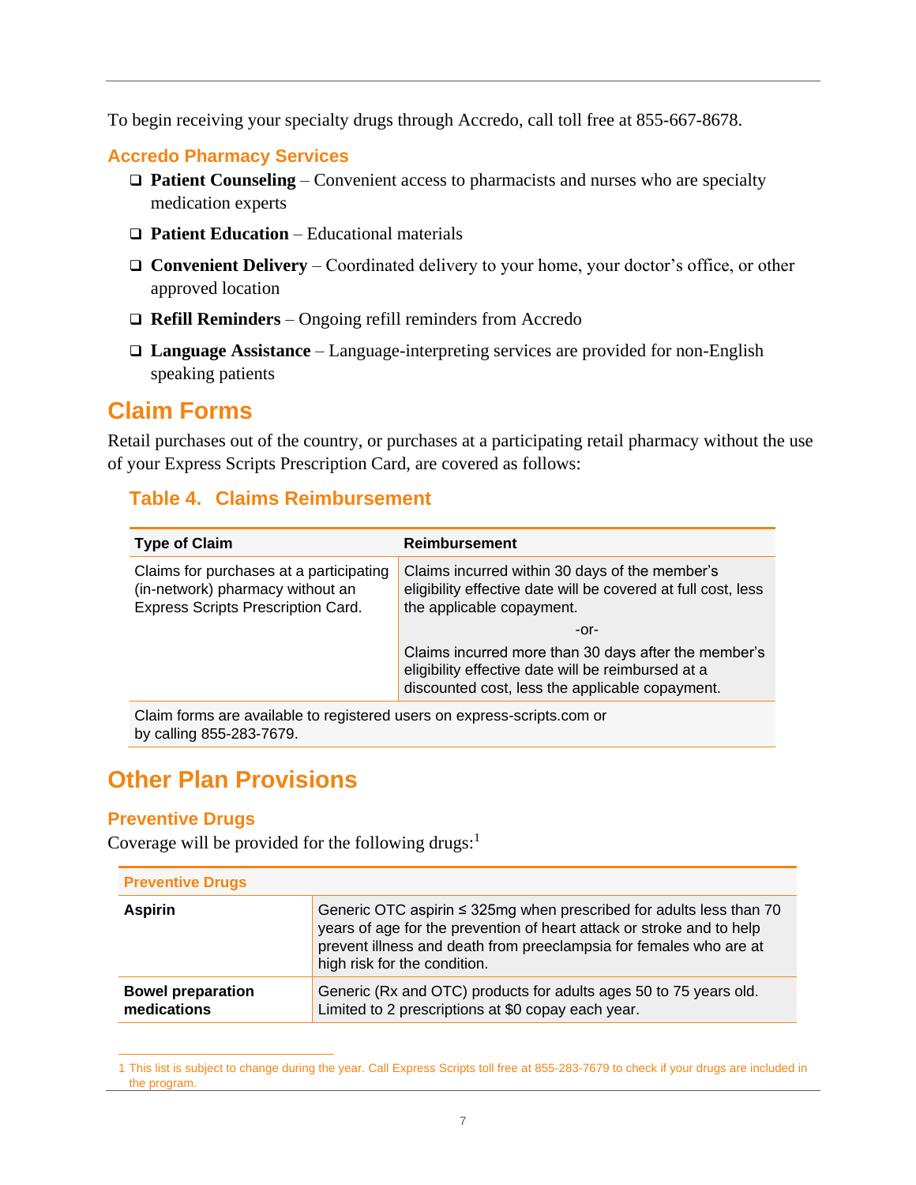To begin receiving your specialty drugs through Accredo, call toll free at 855-667-8678.

### Accredo Pharmacy Services

- **Patient Counseling** – Convenient access to pharmacists and nurses who are specialty medication experts
- **Patient Education** – Educational materials
- **Convenient Delivery** – Coordinated delivery to your home, your doctor's office, or other approved location
- **Refill Reminders** – Ongoing refill reminders from Accredo
- **Language Assistance** – Language-interpreting services are provided for non-English speaking patients

## Claim Forms

Retail purchases out of the country, or purchases at a participating retail pharmacy without the use of your Express Scripts Prescription Card, are covered as follows:

### Table 4. Claims Reimbursement

| Type of Claim | Reimbursement |
|---|---|
| Claims for purchases at a participating (in-network) pharmacy without an Express Scripts Prescription Card. | Claims incurred within 30 days of the member's eligibility effective date will be covered at full cost, less the applicable copayment.<br>-or-<br>Claims incurred more than 30 days after the member's eligibility effective date will be reimbursed at a discounted cost, less the applicable copayment. |
| Claim forms are available to registered users on express-scripts.com or by calling 855-283-7679. | |

## Other Plan Provisions

### Preventive Drugs

Coverage will be provided for the following drugs:[1]

| Preventive Drugs | |
|---|---|
| **Aspirin** | Generic OTC aspirin ≤ 325mg when prescribed for adults less than 70 years of age for the prevention of heart attack or stroke and to help prevent illness and death from preeclampsia for females who are at high risk for the condition. |
| **Bowel preparation medications** | Generic (Rx and OTC) products for adults ages 50 to 75 years old. Limited to 2 prescriptions at $0 copay each year. |

1 This list is subject to change during the year. Call Express Scripts toll free at 855-283-7679 to check if your drugs are included in the program.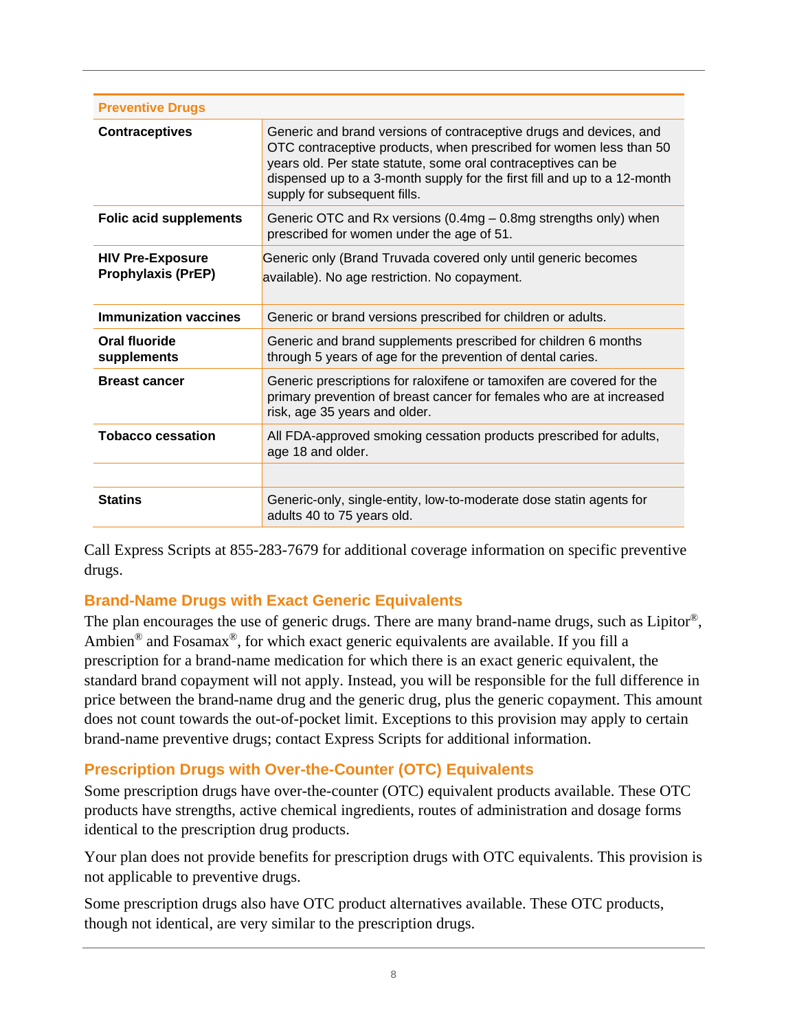| Preventive Drugs | |
|---|---|
| **Contraceptives** | Generic and brand versions of contraceptive drugs and devices, and OTC contraceptive products, when prescribed for women less than 50 years old. Per state statute, some oral contraceptives can be dispensed up to a 3-month supply for the first fill and up to a 12-month supply for subsequent fills. |
| **Folic acid supplements** | Generic OTC and Rx versions (0.4mg – 0.8mg strengths only) when prescribed for women under the age of 51. |
| **HIV Pre-Exposure Prophylaxis (PrEP)** | Generic only (Brand Truvada covered only until generic becomes available). No age restriction. No copayment. |
| **Immunization vaccines** | Generic or brand versions prescribed for children or adults. |
| **Oral fluoride supplements** | Generic and brand supplements prescribed for children 6 months through 5 years of age for the prevention of dental caries. |
| **Breast cancer** | Generic prescriptions for raloxifene or tamoxifen are covered for the primary prevention of breast cancer for females who are at increased risk, age 35 years and older. |
| **Tobacco cessation** | All FDA-approved smoking cessation products prescribed for adults, age 18 and older. |
| | |
| **Statins** | Generic-only, single-entity, low-to-moderate dose statin agents for adults 40 to 75 years old. |

Call Express Scripts at 855-283-7679 for additional coverage information on specific preventive drugs.

## Brand-Name Drugs with Exact Generic Equivalents

The plan encourages the use of generic drugs. There are many brand-name drugs, such as Lipitor®, Ambien® and Fosamax®, for which exact generic equivalents are available. If you fill a prescription for a brand-name medication for which there is an exact generic equivalent, the standard brand copayment will not apply. Instead, you will be responsible for the full difference in price between the brand-name drug and the generic drug, plus the generic copayment. This amount does not count towards the out-of-pocket limit. Exceptions to this provision may apply to certain brand-name preventive drugs; contact Express Scripts for additional information.

## Prescription Drugs with Over-the-Counter (OTC) Equivalents

Some prescription drugs have over-the-counter (OTC) equivalent products available. These OTC products have strengths, active chemical ingredients, routes of administration and dosage forms identical to the prescription drug products.

Your plan does not provide benefits for prescription drugs with OTC equivalents. This provision is not applicable to preventive drugs.

Some prescription drugs also have OTC product alternatives available. These OTC products, though not identical, are very similar to the prescription drugs.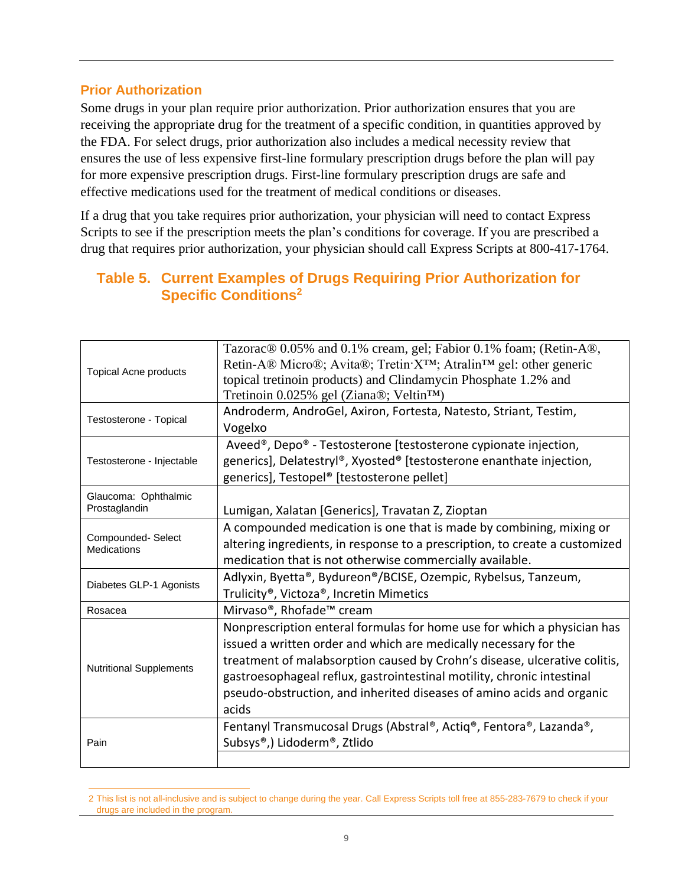## Prior Authorization

Some drugs in your plan require prior authorization. Prior authorization ensures that you are receiving the appropriate drug for the treatment of a specific condition, in quantities approved by the FDA. For select drugs, prior authorization also includes a medical necessity review that ensures the use of less expensive first-line formulary prescription drugs before the plan will pay for more expensive prescription drugs. First-line formulary prescription drugs are safe and effective medications used for the treatment of medical conditions or diseases.

If a drug that you take requires prior authorization, your physician will need to contact Express Scripts to see if the prescription meets the plan's conditions for coverage. If you are prescribed a drug that requires prior authorization, your physician should call Express Scripts at 800-417-1764.

### Table 5. Current Examples of Drugs Requiring Prior Authorization for Specific Conditions[2]

| | |
|---|---|
| Topical Acne products | Tazorac® 0.05% and 0.1% cream, gel; Fabior 0.1% foam; (Retin-A®, Retin-A® Micro®; Avita®; Tretin·X™; Atralin™ gel: other generic topical tretinoin products) and Clindamycin Phosphate 1.2% and Tretinoin 0.025% gel (Ziana®; Veltin™) |
| Testosterone - Topical | Androderm, AndroGel, Axiron, Fortesta, Natesto, Striant, Testim, Vogelxo |
| Testosterone - Injectable | Aveed®, Depo® - Testosterone [testosterone cypionate injection, generics], Delatestryl®, Xyosted® [testosterone enanthate injection, generics], Testopel® [testosterone pellet] |
| Glaucoma: Ophthalmic Prostaglandin | Lumigan, Xalatan [Generics], Travatan Z, Zioptan |
| Compounded- Select Medications | A compounded medication is one that is made by combining, mixing or altering ingredients, in response to a prescription, to create a customized medication that is not otherwise commercially available. |
| Diabetes GLP-1 Agonists | Adlyxin, Byetta®, Bydureon®/BCISE, Ozempic, Rybelsus, Tanzeum, Trulicity®, Victoza®, Incretin Mimetics |
| Rosacea | Mirvaso®, Rhofade™ cream |
| Nutritional Supplements | Nonprescription enteral formulas for home use for which a physician has issued a written order and which are medically necessary for the treatment of malabsorption caused by Crohn's disease, ulcerative colitis, gastroesophageal reflux, gastrointestinal motility, chronic intestinal pseudo-obstruction, and inherited diseases of amino acids and organic acids |
| Pain | Fentanyl Transmucosal Drugs (Abstral®, Actiq®, Fentora®, Lazanda®, Subsys®,) Lidoderm®, Ztlido |

[2] This list is not all-inclusive and is subject to change during the year. Call Express Scripts toll free at 855-283-7679 to check if your drugs are included in the program.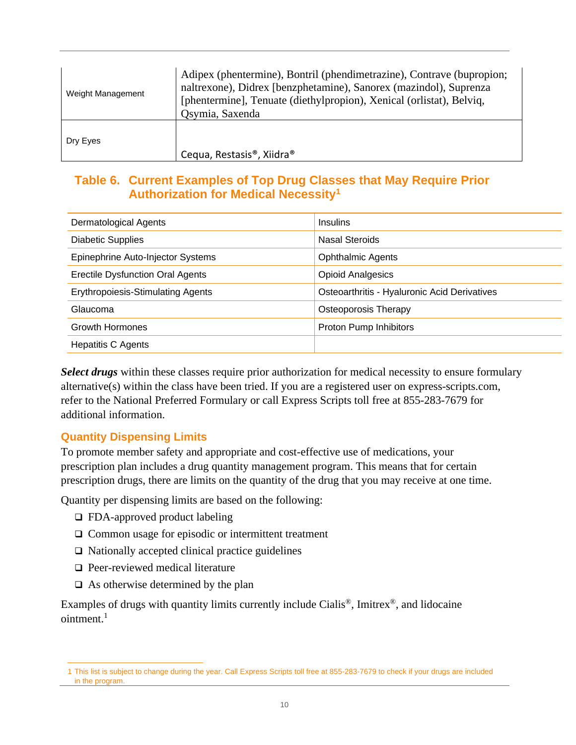| Weight Management | Adipex (phentermine), Bontril (phendimetrazine), Contrave (bupropion; naltrexone), Didrex [benzphetamine), Sanorex (mazindol), Suprenza [phentermine], Tenuate (diethylpropion), Xenical (orlistat), Belviq, Qsymia, Saxenda |
|---|---|
| Dry Eyes | Cequa, Restasis®, Xiidra® |

### Table 6. Current Examples of Top Drug Classes that May Require Prior Authorization for Medical Necessity[1]

| | |
|---|---|
| Dermatological Agents | Insulins |
| Diabetic Supplies | Nasal Steroids |
| Epinephrine Auto-Injector Systems | Ophthalmic Agents |
| Erectile Dysfunction Oral Agents | Opioid Analgesics |
| Erythropoiesis-Stimulating Agents | Osteoarthritis - Hyaluronic Acid Derivatives |
| Glaucoma | Osteoporosis Therapy |
| Growth Hormones | Proton Pump Inhibitors |
| Hepatitis C Agents | |

***Select drugs*** within these classes require prior authorization for medical necessity to ensure formulary alternative(s) within the class have been tried. If you are a registered user on express-scripts.com, refer to the National Preferred Formulary or call Express Scripts toll free at 855-283-7679 for additional information.

### Quantity Dispensing Limits

To promote member safety and appropriate and cost-effective use of medications, your prescription plan includes a drug quantity management program. This means that for certain prescription drugs, there are limits on the quantity of the drug that you may receive at one time.

Quantity per dispensing limits are based on the following:

- FDA-approved product labeling
- Common usage for episodic or intermittent treatment
- Nationally accepted clinical practice guidelines
- Peer-reviewed medical literature
- As otherwise determined by the plan

Examples of drugs with quantity limits currently include Cialis®, Imitrex®, and lidocaine ointment.[1]

1 This list is subject to change during the year. Call Express Scripts toll free at 855-283-7679 to check if your drugs are included in the program.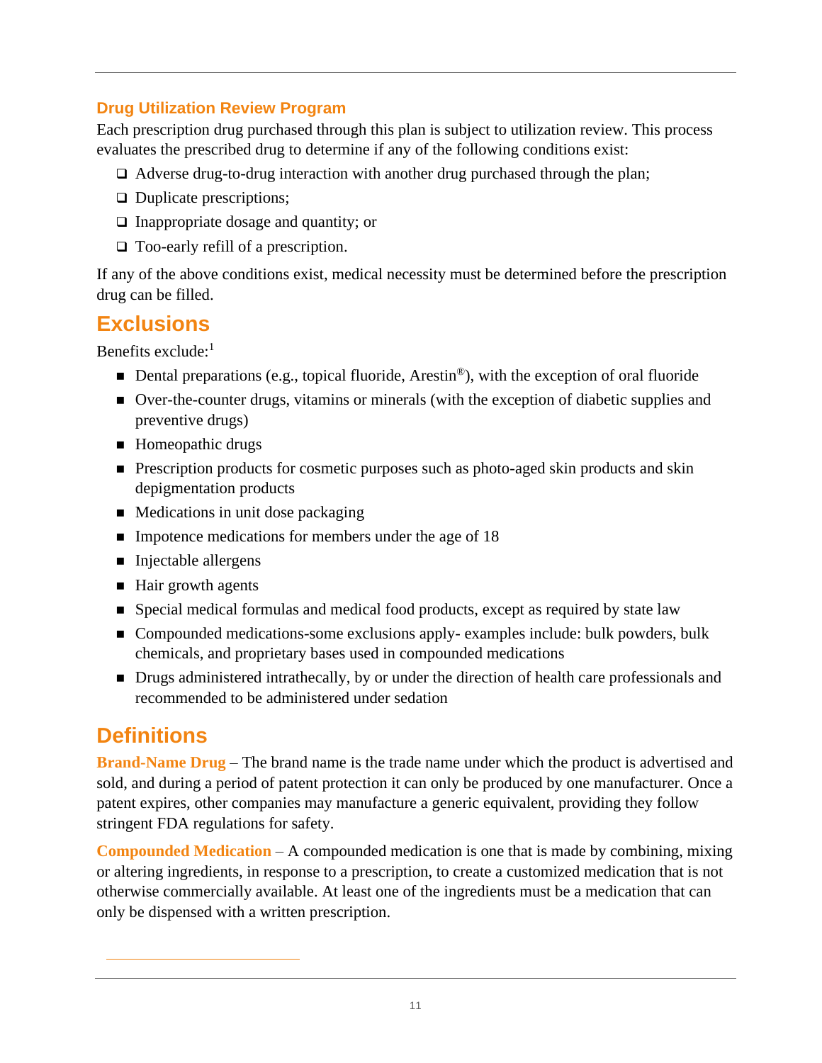### Drug Utilization Review Program

Each prescription drug purchased through this plan is subject to utilization review. This process evaluates the prescribed drug to determine if any of the following conditions exist:

- Adverse drug-to-drug interaction with another drug purchased through the plan;
- Duplicate prescriptions;
- Inappropriate dosage and quantity; or
- Too-early refill of a prescription.

If any of the above conditions exist, medical necessity must be determined before the prescription drug can be filled.

## Exclusions

Benefits exclude:[1]

- Dental preparations (e.g., topical fluoride, Arestin®), with the exception of oral fluoride
- Over-the-counter drugs, vitamins or minerals (with the exception of diabetic supplies and preventive drugs)
- Homeopathic drugs
- Prescription products for cosmetic purposes such as photo-aged skin products and skin depigmentation products
- Medications in unit dose packaging
- Impotence medications for members under the age of 18
- Injectable allergens
- Hair growth agents
- Special medical formulas and medical food products, except as required by state law
- Compounded medications-some exclusions apply- examples include: bulk powders, bulk chemicals, and proprietary bases used in compounded medications
- Drugs administered intrathecally, by or under the direction of health care professionals and recommended to be administered under sedation

## Definitions

**Brand-Name Drug** – The brand name is the trade name under which the product is advertised and sold, and during a period of patent protection it can only be produced by one manufacturer. Once a patent expires, other companies may manufacture a generic equivalent, providing they follow stringent FDA regulations for safety.

**Compounded Medication** – A compounded medication is one that is made by combining, mixing or altering ingredients, in response to a prescription, to create a customized medication that is not otherwise commercially available. At least one of the ingredients must be a medication that can only be dispensed with a written prescription.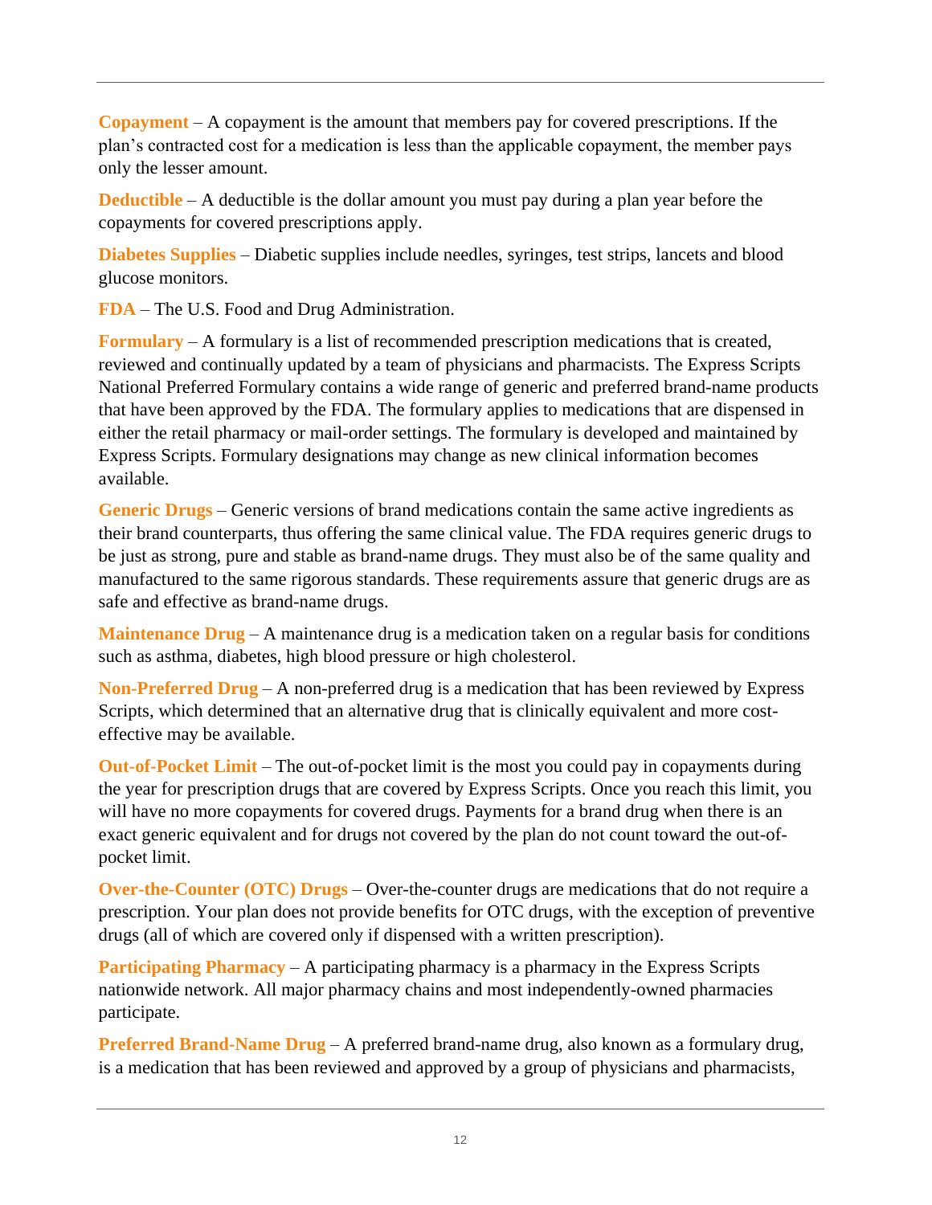**Copayment** – A copayment is the amount that members pay for covered prescriptions. If the plan's contracted cost for a medication is less than the applicable copayment, the member pays only the lesser amount.

**Deductible** – A deductible is the dollar amount you must pay during a plan year before the copayments for covered prescriptions apply.

**Diabetes Supplies** – Diabetic supplies include needles, syringes, test strips, lancets and blood glucose monitors.

**FDA** – The U.S. Food and Drug Administration.

**Formulary** – A formulary is a list of recommended prescription medications that is created, reviewed and continually updated by a team of physicians and pharmacists. The Express Scripts National Preferred Formulary contains a wide range of generic and preferred brand-name products that have been approved by the FDA. The formulary applies to medications that are dispensed in either the retail pharmacy or mail-order settings. The formulary is developed and maintained by Express Scripts. Formulary designations may change as new clinical information becomes available.

**Generic Drugs** – Generic versions of brand medications contain the same active ingredients as their brand counterparts, thus offering the same clinical value. The FDA requires generic drugs to be just as strong, pure and stable as brand-name drugs. They must also be of the same quality and manufactured to the same rigorous standards. These requirements assure that generic drugs are as safe and effective as brand-name drugs.

**Maintenance Drug** – A maintenance drug is a medication taken on a regular basis for conditions such as asthma, diabetes, high blood pressure or high cholesterol.

**Non-Preferred Drug** – A non-preferred drug is a medication that has been reviewed by Express Scripts, which determined that an alternative drug that is clinically equivalent and more cost-effective may be available.

**Out-of-Pocket Limit** – The out-of-pocket limit is the most you could pay in copayments during the year for prescription drugs that are covered by Express Scripts. Once you reach this limit, you will have no more copayments for covered drugs. Payments for a brand drug when there is an exact generic equivalent and for drugs not covered by the plan do not count toward the out-of-pocket limit.

**Over-the-Counter (OTC) Drugs** – Over-the-counter drugs are medications that do not require a prescription. Your plan does not provide benefits for OTC drugs, with the exception of preventive drugs (all of which are covered only if dispensed with a written prescription).

**Participating Pharmacy** – A participating pharmacy is a pharmacy in the Express Scripts nationwide network. All major pharmacy chains and most independently-owned pharmacies participate.

**Preferred Brand-Name Drug** – A preferred brand-name drug, also known as a formulary drug, is a medication that has been reviewed and approved by a group of physicians and pharmacists,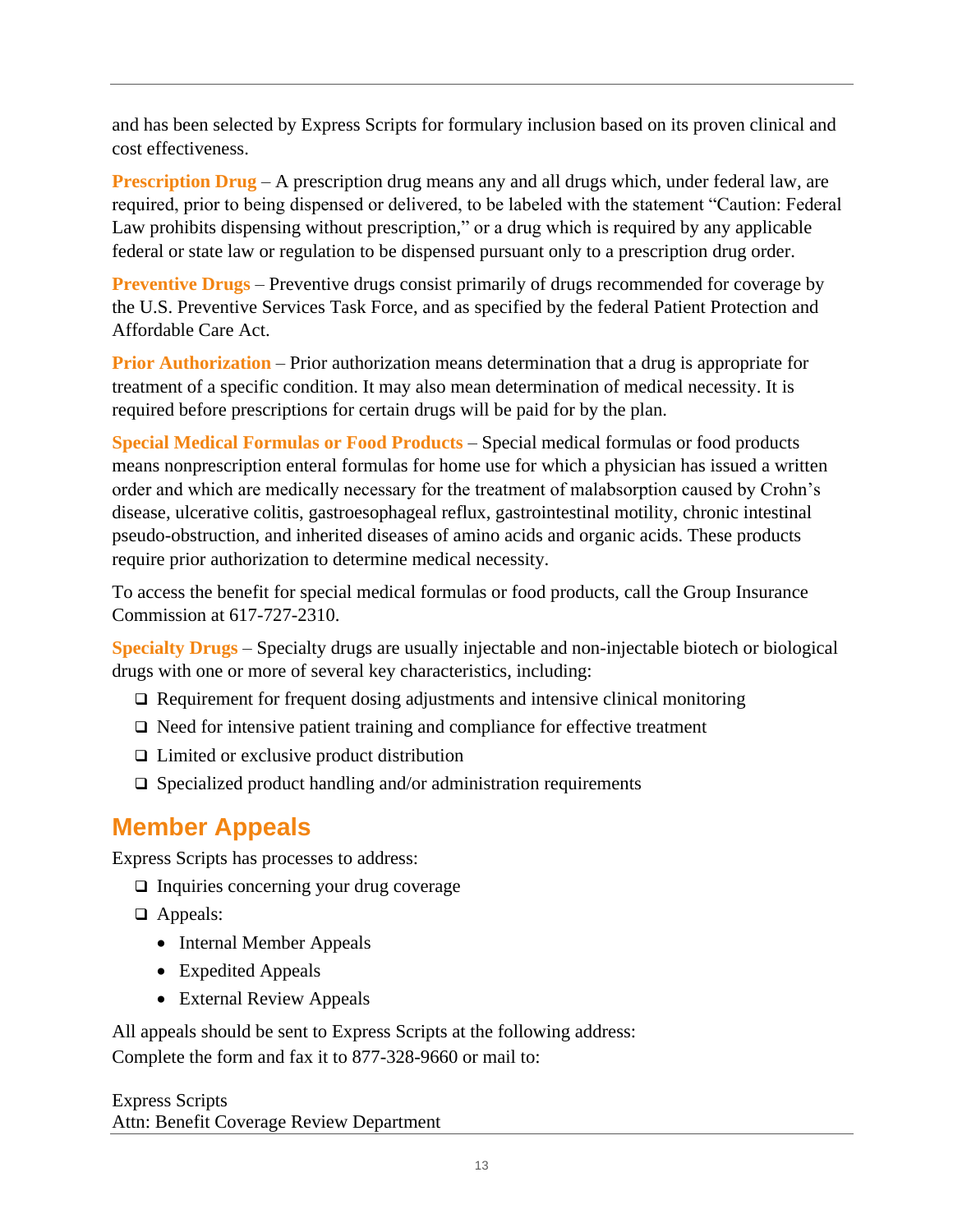and has been selected by Express Scripts for formulary inclusion based on its proven clinical and cost effectiveness.

**Prescription Drug** – A prescription drug means any and all drugs which, under federal law, are required, prior to being dispensed or delivered, to be labeled with the statement "Caution: Federal Law prohibits dispensing without prescription," or a drug which is required by any applicable federal or state law or regulation to be dispensed pursuant only to a prescription drug order.

**Preventive Drugs** – Preventive drugs consist primarily of drugs recommended for coverage by the U.S. Preventive Services Task Force, and as specified by the federal Patient Protection and Affordable Care Act.

**Prior Authorization** – Prior authorization means determination that a drug is appropriate for treatment of a specific condition. It may also mean determination of medical necessity. It is required before prescriptions for certain drugs will be paid for by the plan.

**Special Medical Formulas or Food Products** – Special medical formulas or food products means nonprescription enteral formulas for home use for which a physician has issued a written order and which are medically necessary for the treatment of malabsorption caused by Crohn's disease, ulcerative colitis, gastroesophageal reflux, gastrointestinal motility, chronic intestinal pseudo-obstruction, and inherited diseases of amino acids and organic acids. These products require prior authorization to determine medical necessity.

To access the benefit for special medical formulas or food products, call the Group Insurance Commission at 617-727-2310.

**Specialty Drugs** – Specialty drugs are usually injectable and non-injectable biotech or biological drugs with one or more of several key characteristics, including:

- Requirement for frequent dosing adjustments and intensive clinical monitoring
- Need for intensive patient training and compliance for effective treatment
- Limited or exclusive product distribution
- Specialized product handling and/or administration requirements

## Member Appeals

Express Scripts has processes to address:

- Inquiries concerning your drug coverage
- Appeals:
  - Internal Member Appeals
  - Expedited Appeals
  - External Review Appeals

All appeals should be sent to Express Scripts at the following address:
Complete the form and fax it to 877-328-9660 or mail to:

Express Scripts
Attn: Benefit Coverage Review Department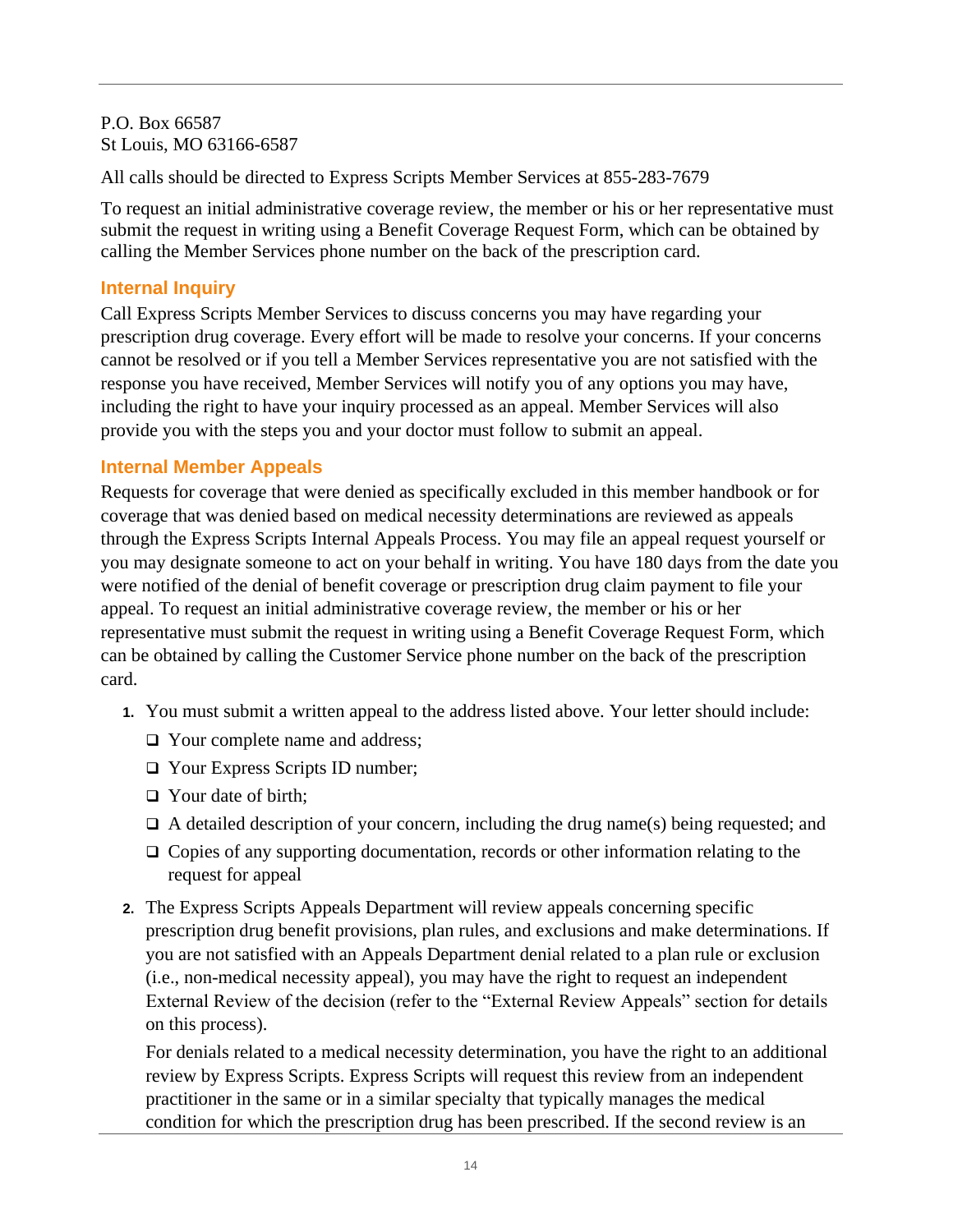P.O. Box 66587
St Louis, MO 63166-6587

All calls should be directed to Express Scripts Member Services at 855-283-7679

To request an initial administrative coverage review, the member or his or her representative must submit the request in writing using a Benefit Coverage Request Form, which can be obtained by calling the Member Services phone number on the back of the prescription card.

### Internal Inquiry

Call Express Scripts Member Services to discuss concerns you may have regarding your prescription drug coverage. Every effort will be made to resolve your concerns. If your concerns cannot be resolved or if you tell a Member Services representative you are not satisfied with the response you have received, Member Services will notify you of any options you may have, including the right to have your inquiry processed as an appeal. Member Services will also provide you with the steps you and your doctor must follow to submit an appeal.

### Internal Member Appeals

Requests for coverage that were denied as specifically excluded in this member handbook or for coverage that was denied based on medical necessity determinations are reviewed as appeals through the Express Scripts Internal Appeals Process. You may file an appeal request yourself or you may designate someone to act on your behalf in writing. You have 180 days from the date you were notified of the denial of benefit coverage or prescription drug claim payment to file your appeal. To request an initial administrative coverage review, the member or his or her representative must submit the request in writing using a Benefit Coverage Request Form, which can be obtained by calling the Customer Service phone number on the back of the prescription card.

1. You must submit a written appeal to the address listed above. Your letter should include:
   - Your complete name and address;
   - Your Express Scripts ID number;
   - Your date of birth;
   - A detailed description of your concern, including the drug name(s) being requested; and
   - Copies of any supporting documentation, records or other information relating to the request for appeal
2. The Express Scripts Appeals Department will review appeals concerning specific prescription drug benefit provisions, plan rules, and exclusions and make determinations. If you are not satisfied with an Appeals Department denial related to a plan rule or exclusion (i.e., non-medical necessity appeal), you may have the right to request an independent External Review of the decision (refer to the "External Review Appeals" section for details on this process).

   For denials related to a medical necessity determination, you have the right to an additional review by Express Scripts. Express Scripts will request this review from an independent practitioner in the same or in a similar specialty that typically manages the medical condition for which the prescription drug has been prescribed. If the second review is an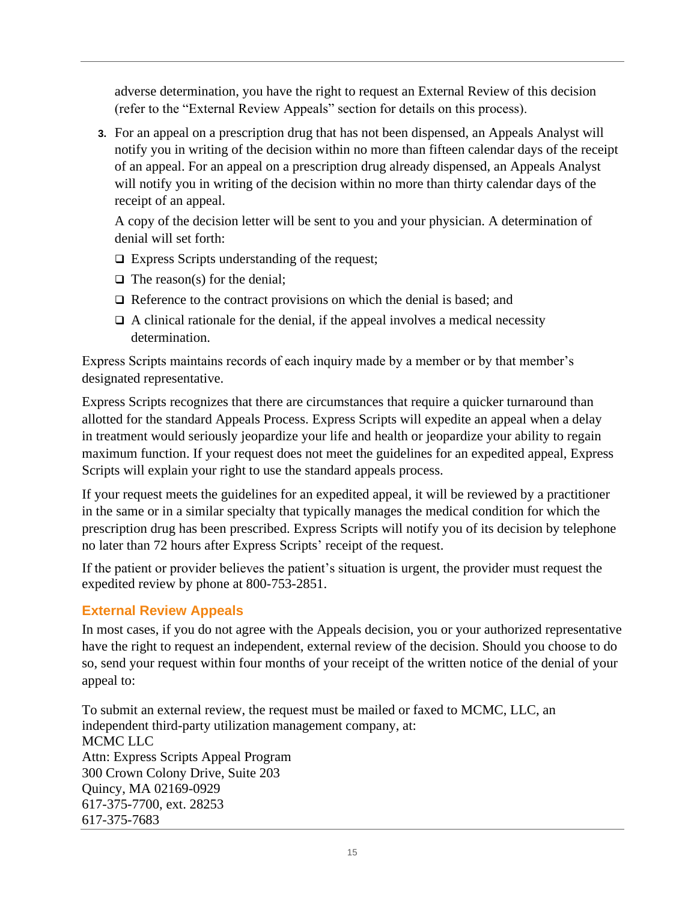adverse determination, you have the right to request an External Review of this decision (refer to the "External Review Appeals" section for details on this process).

3. For an appeal on a prescription drug that has not been dispensed, an Appeals Analyst will notify you in writing of the decision within no more than fifteen calendar days of the receipt of an appeal. For an appeal on a prescription drug already dispensed, an Appeals Analyst will notify you in writing of the decision within no more than thirty calendar days of the receipt of an appeal.

   A copy of the decision letter will be sent to you and your physician. A determination of denial will set forth:

   - Express Scripts understanding of the request;
   - The reason(s) for the denial;
   - Reference to the contract provisions on which the denial is based; and
   - A clinical rationale for the denial, if the appeal involves a medical necessity determination.

Express Scripts maintains records of each inquiry made by a member or by that member's designated representative.

Express Scripts recognizes that there are circumstances that require a quicker turnaround than allotted for the standard Appeals Process. Express Scripts will expedite an appeal when a delay in treatment would seriously jeopardize your life and health or jeopardize your ability to regain maximum function. If your request does not meet the guidelines for an expedited appeal, Express Scripts will explain your right to use the standard appeals process.

If your request meets the guidelines for an expedited appeal, it will be reviewed by a practitioner in the same or in a similar specialty that typically manages the medical condition for which the prescription drug has been prescribed. Express Scripts will notify you of its decision by telephone no later than 72 hours after Express Scripts' receipt of the request.

If the patient or provider believes the patient's situation is urgent, the provider must request the expedited review by phone at 800-753-2851.

## External Review Appeals

In most cases, if you do not agree with the Appeals decision, you or your authorized representative have the right to request an independent, external review of the decision. Should you choose to do so, send your request within four months of your receipt of the written notice of the denial of your appeal to:

To submit an external review, the request must be mailed or faxed to MCMC, LLC, an independent third-party utilization management company, at:
MCMC LLC
Attn: Express Scripts Appeal Program
300 Crown Colony Drive, Suite 203
Quincy, MA 02169-0929
617-375-7700, ext. 28253
617-375-7683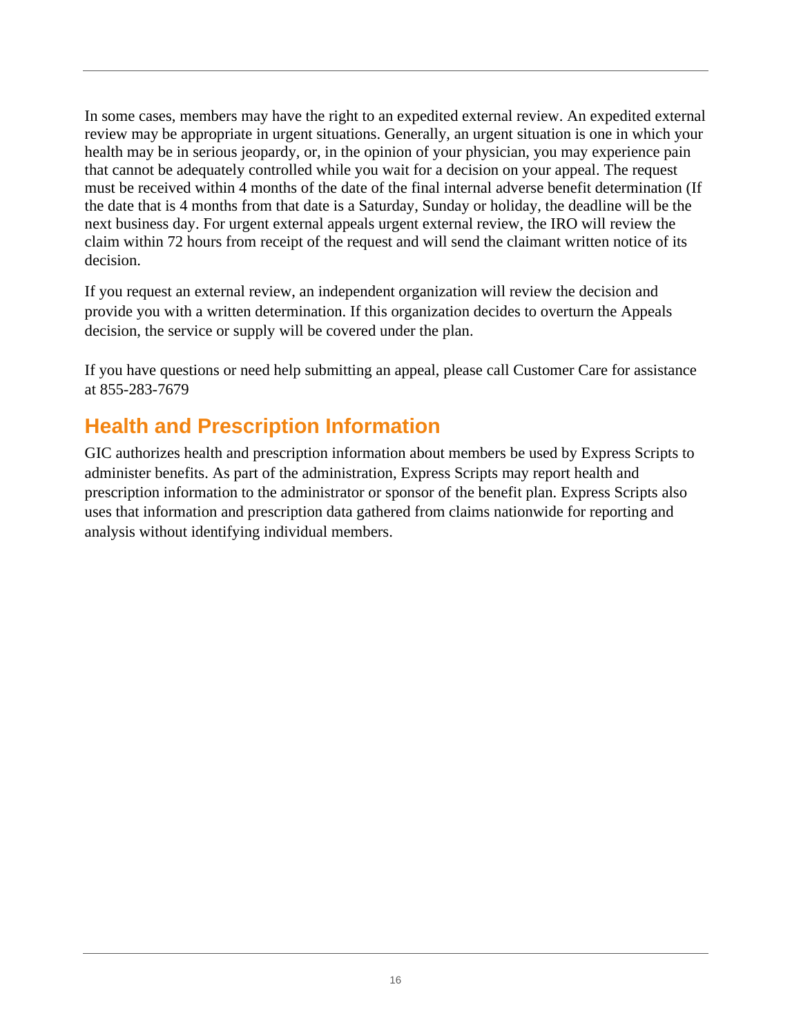In some cases, members may have the right to an expedited external review. An expedited external review may be appropriate in urgent situations. Generally, an urgent situation is one in which your health may be in serious jeopardy, or, in the opinion of your physician, you may experience pain that cannot be adequately controlled while you wait for a decision on your appeal. The request must be received within 4 months of the date of the final internal adverse benefit determination (If the date that is 4 months from that date is a Saturday, Sunday or holiday, the deadline will be the next business day. For urgent external appeals urgent external review, the IRO will review the claim within 72 hours from receipt of the request and will send the claimant written notice of its decision.

If you request an external review, an independent organization will review the decision and provide you with a written determination. If this organization decides to overturn the Appeals decision, the service or supply will be covered under the plan.

If you have questions or need help submitting an appeal, please call Customer Care for assistance at 855-283-7679

## Health and Prescription Information

GIC authorizes health and prescription information about members be used by Express Scripts to administer benefits. As part of the administration, Express Scripts may report health and prescription information to the administrator or sponsor of the benefit plan. Express Scripts also uses that information and prescription data gathered from claims nationwide for reporting and analysis without identifying individual members.